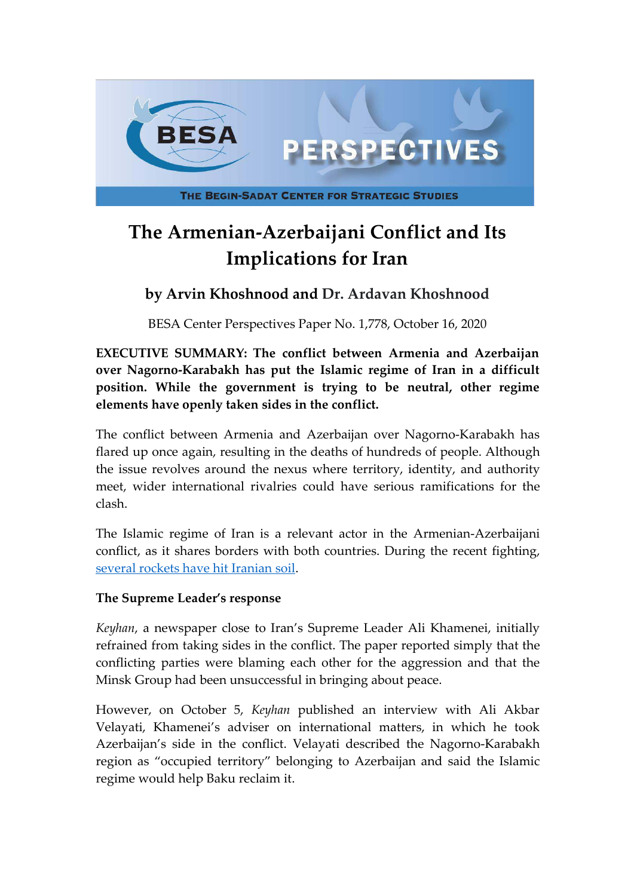# The Armenian-Azerbaijani Conflict and Its Implications for Iran

## by Arvin Khoshnood and Dr. Ardavan Khoshnood

BESA Center Perspectives Paper No. 1,778, October 16, 2020

**EXECUTIVE SUMMARY: The conflict between Armenia and Azerbaijan over Nagorno-Karabakh has put the Islamic regime of Iran in a difficult position. While the government is trying to be neutral, other regime elements have openly taken sides in the conflict.**

The conflict between Armenia and Azerbaijan over Nagorno-Karabakh has flared up once again, resulting in the deaths of hundreds of people. Although the issue revolves around the nexus where territory, identity, and authority meet, wider international rivalries could have serious ramifications for the clash.

The Islamic regime of Iran is a relevant actor in the Armenian-Azerbaijani conflict, as it shares borders with both countries. During the recent fighting, several rockets have hit Iranian soil.

### The Supreme Leader's response

*Keyhan*, a newspaper close to Iran's Supreme Leader Ali Khamenei, initially refrained from taking sides in the conflict. The paper reported simply that the conflicting parties were blaming each other for the aggression and that the Minsk Group had been unsuccessful in bringing about peace.

However, on October 5, *Keyhan* published an interview with Ali Akbar Velayati, Khamenei's adviser on international matters, in which he took Azerbaijan's side in the conflict. Velayati described the Nagorno-Karabakh region as "occupied territory" belonging to Azerbaijan and said the Islamic regime would help Baku reclaim it.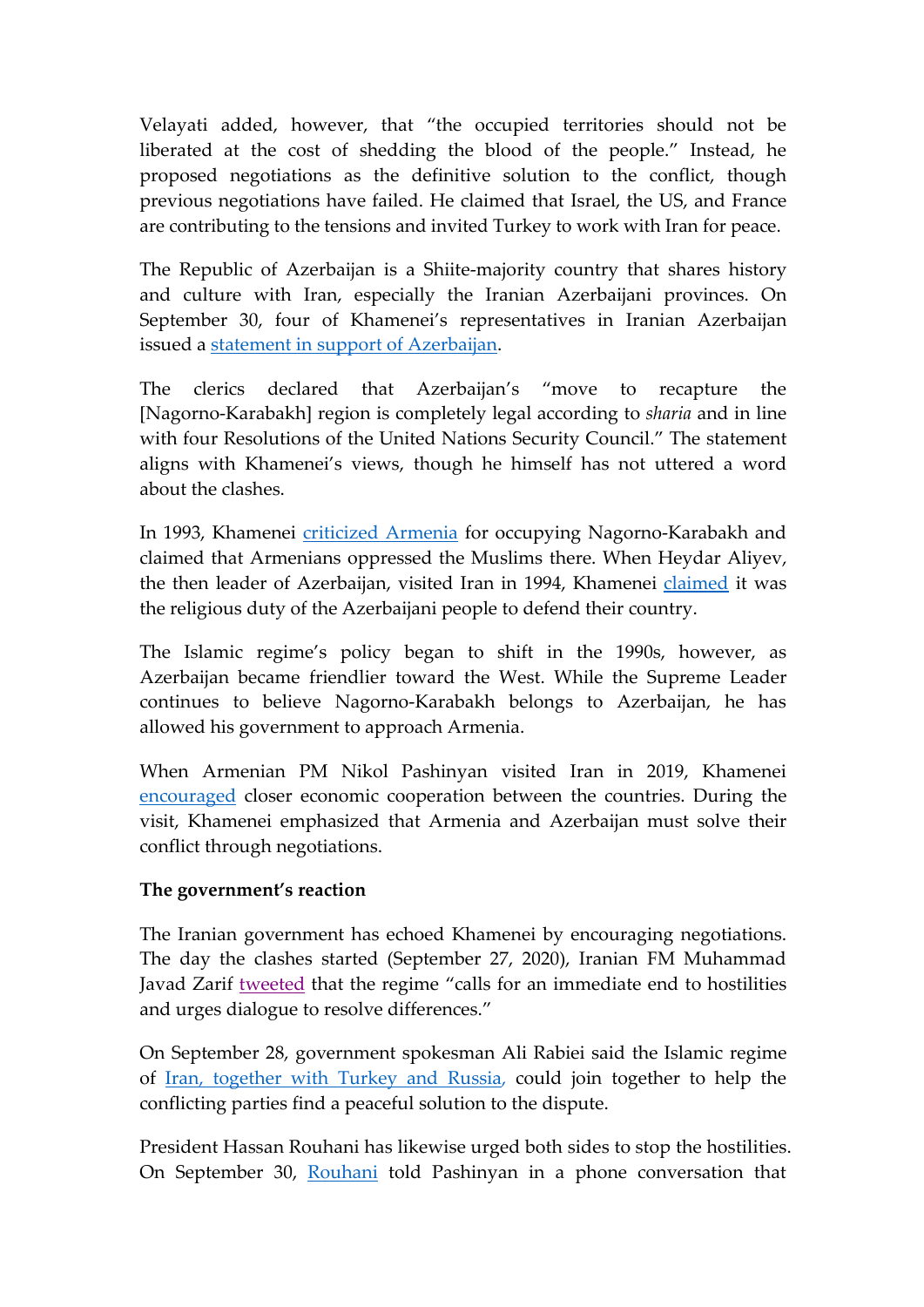Velayati added, however, that "the occupied territories should not be liberated at the cost of shedding the blood of the people." Instead, he proposed negotiations as the definitive solution to the conflict, though previous negotiations have failed. He claimed that Israel, the US, and France are contributing to the tensions and invited Turkey to work with Iran for peace.

The Republic of Azerbaijan is a Shiite-majority country that shares history and culture with Iran, especially the Iranian Azerbaijani provinces. On September 30, four of Khamenei's representatives in Iranian Azerbaijan issued a statement in support of Azerbaijan.

The clerics declared that Azerbaijan's "move to recapture the [Nagorno-Karabakh] region is completely legal according to *sharia* and in line with four Resolutions of the United Nations Security Council." The statement aligns with Khamenei's views, though he himself has not uttered a word about the clashes.

In 1993, Khamenei criticized Armenia for occupying Nagorno-Karabakh and claimed that Armenians oppressed the Muslims there. When Heydar Aliyev, the then leader of Azerbaijan, visited Iran in 1994, Khamenei claimed it was the religious duty of the Azerbaijani people to defend their country.

The Islamic regime's policy began to shift in the 1990s, however, as Azerbaijan became friendlier toward the West. While the Supreme Leader continues to believe Nagorno-Karabakh belongs to Azerbaijan, he has allowed his government to approach Armenia.

When Armenian PM Nikol Pashinyan visited Iran in 2019, Khamenei encouraged closer economic cooperation between the countries. During the visit, Khamenei emphasized that Armenia and Azerbaijan must solve their conflict through negotiations.

**The government's reaction**

The Iranian government has echoed Khamenei by encouraging negotiations. The day the clashes started (September 27, 2020), Iranian FM Muhammad Javad Zarif tweeted that the regime "calls for an immediate end to hostilities and urges dialogue to resolve differences."

On September 28, government spokesman Ali Rabiei said the Islamic regime of Iran, together with Turkey and Russia, could join together to help the conflicting parties find a peaceful solution to the dispute.

President Hassan Rouhani has likewise urged both sides to stop the hostilities. On September 30, Rouhani told Pashinyan in a phone conversation that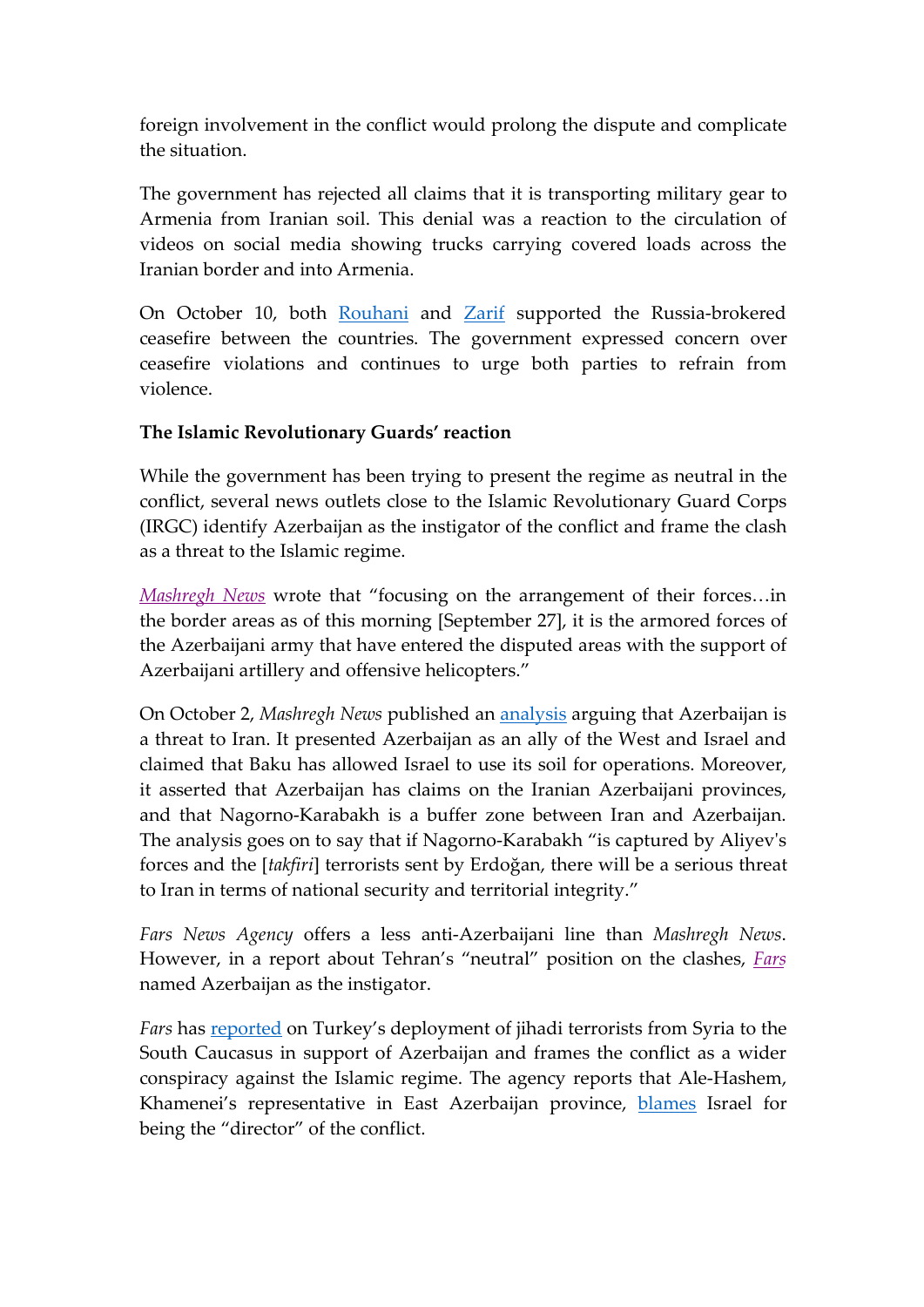foreign involvement in the conflict would prolong the dispute and complicate the situation.

The government has rejected all claims that it is transporting military gear to Armenia from Iranian soil. This denial was a reaction to the circulation of videos on social media showing trucks carrying covered loads across the Iranian border and into Armenia.

On October 10, both Rouhani and Zarif supported the Russia-brokered ceasefire between the countries. The government expressed concern over ceasefire violations and continues to urge both parties to refrain from violence.

**The Islamic Revolutionary Guards' reaction**

While the government has been trying to present the regime as neutral in the conflict, several news outlets close to the Islamic Revolutionary Guard Corps (IRGC) identify Azerbaijan as the instigator of the conflict and frame the clash as a threat to the Islamic regime.

*Mashregh News* wrote that "focusing on the arrangement of their forces…in the border areas as of this morning [September 27], it is the armored forces of the Azerbaijani army that have entered the disputed areas with the support of Azerbaijani artillery and offensive helicopters."

On October 2, *Mashregh News* published an analysis arguing that Azerbaijan is a threat to Iran. It presented Azerbaijan as an ally of the West and Israel and claimed that Baku has allowed Israel to use its soil for operations. Moreover, it asserted that Azerbaijan has claims on the Iranian Azerbaijani provinces, and that Nagorno-Karabakh is a buffer zone between Iran and Azerbaijan. The analysis goes on to say that if Nagorno-Karabakh "is captured by Aliyev's forces and the [*takfiri*] terrorists sent by Erdoğan, there will be a serious threat to Iran in terms of national security and territorial integrity."

*Fars News Agency* offers a less anti-Azerbaijani line than *Mashregh News*. However, in a report about Tehran's "neutral" position on the clashes, *Fars* named Azerbaijan as the instigator.

*Fars* has reported on Turkey's deployment of jihadi terrorists from Syria to the South Caucasus in support of Azerbaijan and frames the conflict as a wider conspiracy against the Islamic regime. The agency reports that Ale-Hashem, Khamenei's representative in East Azerbaijan province, blames Israel for being the "director" of the conflict.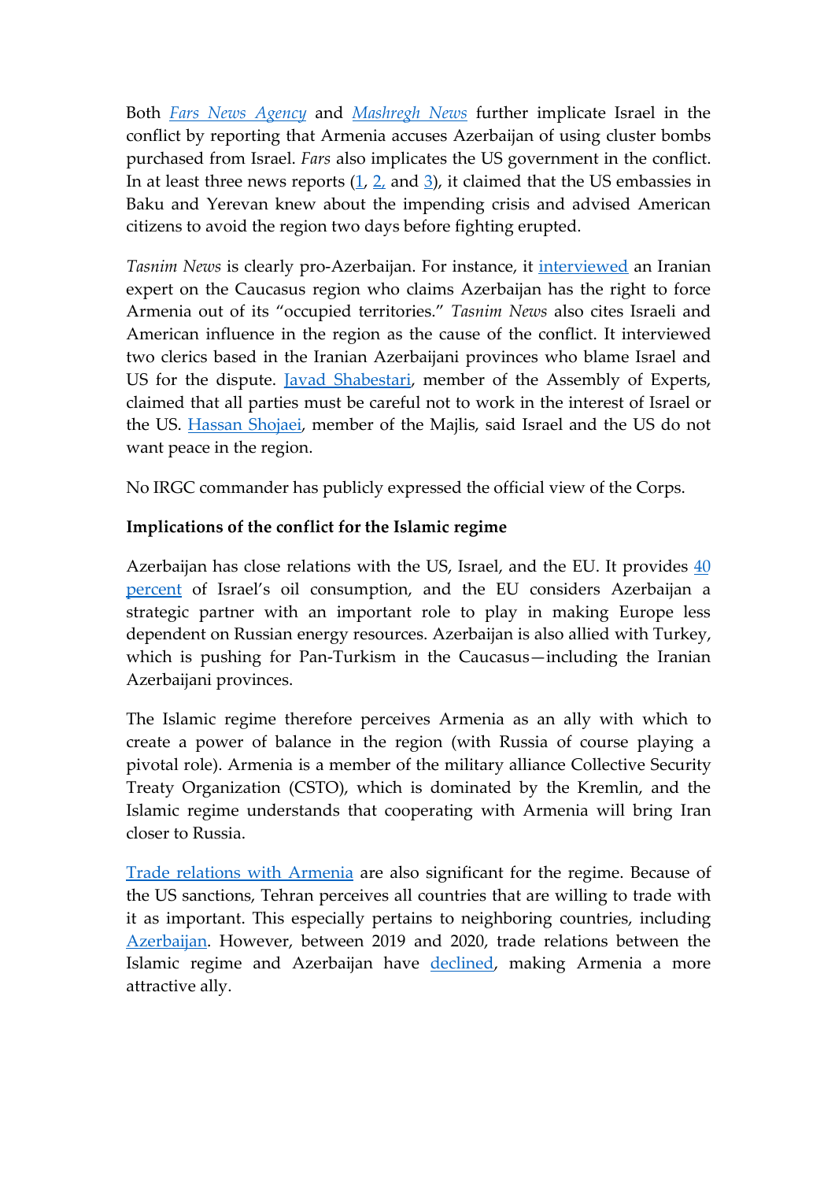Both *Fars News Agency* and *Mashregh News* further implicate Israel in the conflict by reporting that Armenia accuses Azerbaijan of using cluster bombs purchased from Israel. *Fars* also implicates the US government in the conflict. In at least three news reports (1, 2, and 3), it claimed that the US embassies in Baku and Yerevan knew about the impending crisis and advised American citizens to avoid the region two days before fighting erupted.

*Tasnim News* is clearly pro-Azerbaijan. For instance, it interviewed an Iranian expert on the Caucasus region who claims Azerbaijan has the right to force Armenia out of its "occupied territories." *Tasnim News* also cites Israeli and American influence in the region as the cause of the conflict. It interviewed two clerics based in the Iranian Azerbaijani provinces who blame Israel and US for the dispute. Javad Shabestari, member of the Assembly of Experts, claimed that all parties must be careful not to work in the interest of Israel or the US. Hassan Shojaei, member of the Majlis, said Israel and the US do not want peace in the region.

No IRGC commander has publicly expressed the official view of the Corps.

**Implications of the conflict for the Islamic regime**

Azerbaijan has close relations with the US, Israel, and the EU. It provides 40 percent of Israel's oil consumption, and the EU considers Azerbaijan a strategic partner with an important role to play in making Europe less dependent on Russian energy resources. Azerbaijan is also allied with Turkey, which is pushing for Pan-Turkism in the Caucasus—including the Iranian Azerbaijani provinces.

The Islamic regime therefore perceives Armenia as an ally with which to create a power of balance in the region (with Russia of course playing a pivotal role). Armenia is a member of the military alliance Collective Security Treaty Organization (CSTO), which is dominated by the Kremlin, and the Islamic regime understands that cooperating with Armenia will bring Iran closer to Russia.

Trade relations with Armenia are also significant for the regime. Because of the US sanctions, Tehran perceives all countries that are willing to trade with it as important. This especially pertains to neighboring countries, including Azerbaijan. However, between 2019 and 2020, trade relations between the Islamic regime and Azerbaijan have declined, making Armenia a more attractive ally.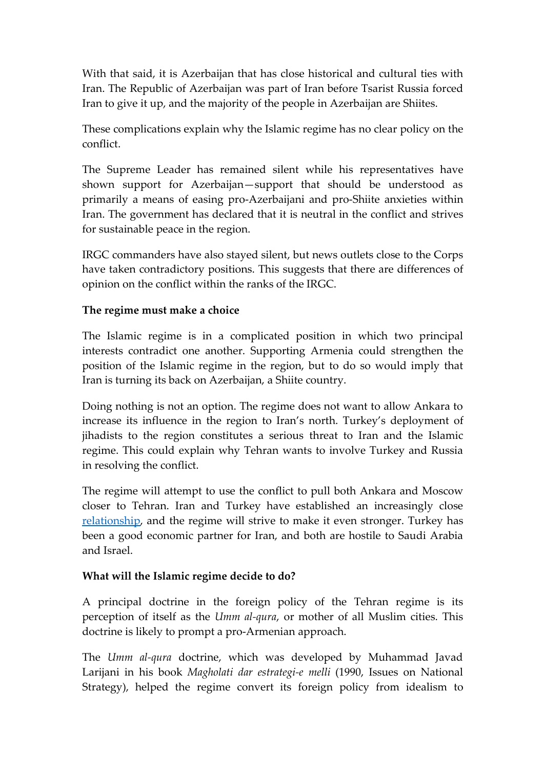With that said, it is Azerbaijan that has close historical and cultural ties with Iran. The Republic of Azerbaijan was part of Iran before Tsarist Russia forced Iran to give it up, and the majority of the people in Azerbaijan are Shiites.

These complications explain why the Islamic regime has no clear policy on the conflict.

The Supreme Leader has remained silent while his representatives have shown support for Azerbaijan—support that should be understood as primarily a means of easing pro-Azerbaijani and pro-Shiite anxieties within Iran. The government has declared that it is neutral in the conflict and strives for sustainable peace in the region.

IRGC commanders have also stayed silent, but news outlets close to the Corps have taken contradictory positions. This suggests that there are differences of opinion on the conflict within the ranks of the IRGC.

**The regime must make a choice**

The Islamic regime is in a complicated position in which two principal interests contradict one another. Supporting Armenia could strengthen the position of the Islamic regime in the region, but to do so would imply that Iran is turning its back on Azerbaijan, a Shiite country.

Doing nothing is not an option. The regime does not want to allow Ankara to increase its influence in the region to Iran's north. Turkey's deployment of jihadists to the region constitutes a serious threat to Iran and the Islamic regime. This could explain why Tehran wants to involve Turkey and Russia in resolving the conflict.

The regime will attempt to use the conflict to pull both Ankara and Moscow closer to Tehran. Iran and Turkey have established an increasingly close relationship, and the regime will strive to make it even stronger. Turkey has been a good economic partner for Iran, and both are hostile to Saudi Arabia and Israel.

**What will the Islamic regime decide to do?**

A principal doctrine in the foreign policy of the Tehran regime is its perception of itself as the *Umm al-qura*, or mother of all Muslim cities. This doctrine is likely to prompt a pro-Armenian approach.

The *Umm al-qura* doctrine, which was developed by Muhammad Javad Larijani in his book *Magholati dar estrategi-e melli* (1990, Issues on National Strategy), helped the regime convert its foreign policy from idealism to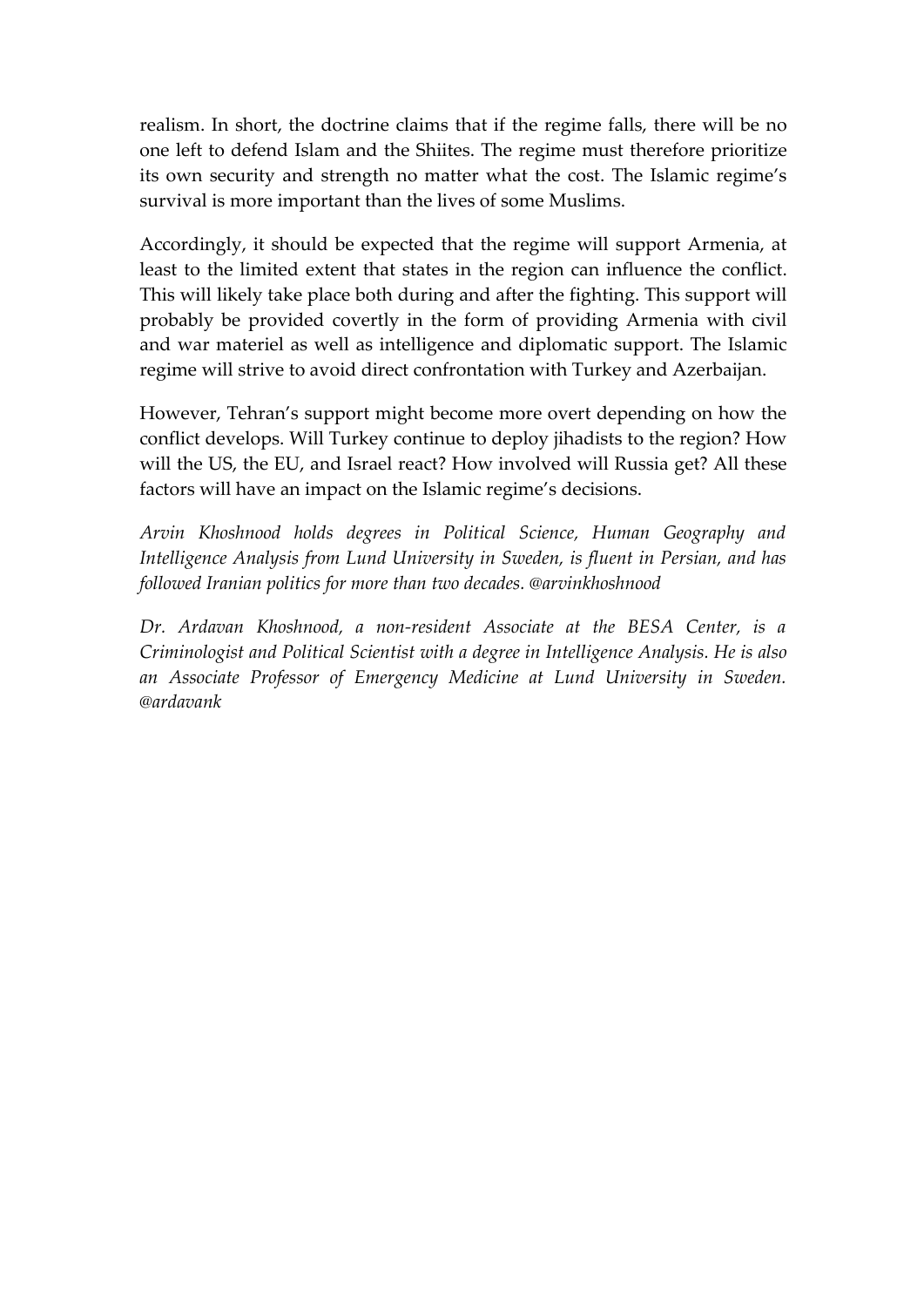realism. In short, the doctrine claims that if the regime falls, there will be no one left to defend Islam and the Shiites. The regime must therefore prioritize its own security and strength no matter what the cost. The Islamic regime's survival is more important than the lives of some Muslims.

Accordingly, it should be expected that the regime will support Armenia, at least to the limited extent that states in the region can influence the conflict. This will likely take place both during and after the fighting. This support will probably be provided covertly in the form of providing Armenia with civil and war materiel as well as intelligence and diplomatic support. The Islamic regime will strive to avoid direct confrontation with Turkey and Azerbaijan.

However, Tehran's support might become more overt depending on how the conflict develops. Will Turkey continue to deploy jihadists to the region? How will the US, the EU, and Israel react? How involved will Russia get? All these factors will have an impact on the Islamic regime's decisions.

*Arvin Khoshnood holds degrees in Political Science, Human Geography and Intelligence Analysis from Lund University in Sweden, is fluent in Persian, and has followed Iranian politics for more than two decades. @arvinkhoshnood*

*Dr. Ardavan Khoshnood, a non-resident Associate at the BESA Center, is a Criminologist and Political Scientist with a degree in Intelligence Analysis. He is also an Associate Professor of Emergency Medicine at Lund University in Sweden. @ardavank*